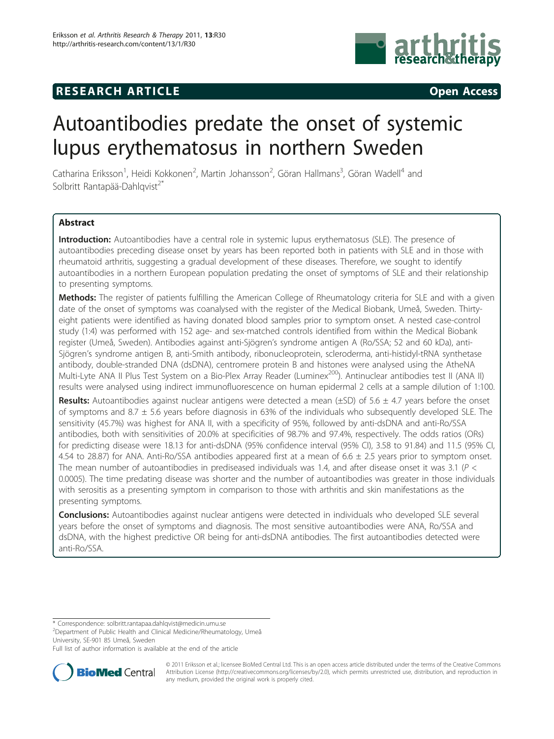**RESEARCH ARTICLE** **Open Access**

# Autoantibodies predate the onset of systemic lupus erythematosus in northern Sweden

Catharina Eriksson[1], Heidi Kokkonen[2], Martin Johansson[2], Göran Hallmans[3], Göran Wadell[4] and Solbritt Rantapää-Dahlqvist[2*]

## Abstract

**Introduction:** Autoantibodies have a central role in systemic lupus erythematosus (SLE). The presence of autoantibodies preceding disease onset by years has been reported both in patients with SLE and in those with rheumatoid arthritis, suggesting a gradual development of these diseases. Therefore, we sought to identify autoantibodies in a northern European population predating the onset of symptoms of SLE and their relationship to presenting symptoms.

**Methods:** The register of patients fulfilling the American College of Rheumatology criteria for SLE and with a given date of the onset of symptoms was coanalysed with the register of the Medical Biobank, Umeå, Sweden. Thirty-eight patients were identified as having donated blood samples prior to symptom onset. A nested case-control study (1:4) was performed with 152 age- and sex-matched controls identified from within the Medical Biobank register (Umeå, Sweden). Antibodies against anti-Sjögren's syndrome antigen A (Ro/SSA; 52 and 60 kDa), anti-Sjögren's syndrome antigen B, anti-Smith antibody, ribonucleoprotein, scleroderma, anti-histidyl-tRNA synthetase antibody, double-stranded DNA (dsDNA), centromere protein B and histones were analysed using the AtheNA Multi-Lyte ANA II Plus Test System on a Bio-Plex Array Reader (Luminex[200]). Antinuclear antibodies test II (ANA II) results were analysed using indirect immunofluorescence on human epidermal 2 cells at a sample dilution of 1:100.

**Results:** Autoantibodies against nuclear antigens were detected a mean (±SD) of 5.6 ± 4.7 years before the onset of symptoms and 8.7 ± 5.6 years before diagnosis in 63% of the individuals who subsequently developed SLE. The sensitivity (45.7%) was highest for ANA II, with a specificity of 95%, followed by anti-dsDNA and anti-Ro/SSA antibodies, both with sensitivities of 20.0% at specificities of 98.7% and 97.4%, respectively. The odds ratios (ORs) for predicting disease were 18.13 for anti-dsDNA (95% confidence interval (95% CI), 3.58 to 91.84) and 11.5 (95% CI, 4.54 to 28.87) for ANA. Anti-Ro/SSA antibodies appeared first at a mean of 6.6 ± 2.5 years prior to symptom onset. The mean number of autoantibodies in prediseased individuals was 1.4, and after disease onset it was 3.1 ($P < 0.0005$). The time predating disease was shorter and the number of autoantibodies was greater in those individuals with serositis as a presenting symptom in comparison to those with arthritis and skin manifestations as the presenting symptoms.

**Conclusions:** Autoantibodies against nuclear antigens were detected in individuals who developed SLE several years before the onset of symptoms and diagnosis. The most sensitive autoantibodies were ANA, Ro/SSA and dsDNA, with the highest predictive OR being for anti-dsDNA antibodies. The first autoantibodies detected were anti-Ro/SSA.

\* Correspondence: solbritt.rantapaa.dahlqvist@medicin.umu.se
[2]Department of Public Health and Clinical Medicine/Rheumatology, Umeå University, SE-901 85 Umeå, Sweden
Full list of author information is available at the end of the article

© 2011 Eriksson et al.; licensee BioMed Central Ltd. This is an open access article distributed under the terms of the Creative Commons Attribution License (http://creativecommons.org/licenses/by/2.0), which permits unrestricted use, distribution, and reproduction in any medium, provided the original work is properly cited.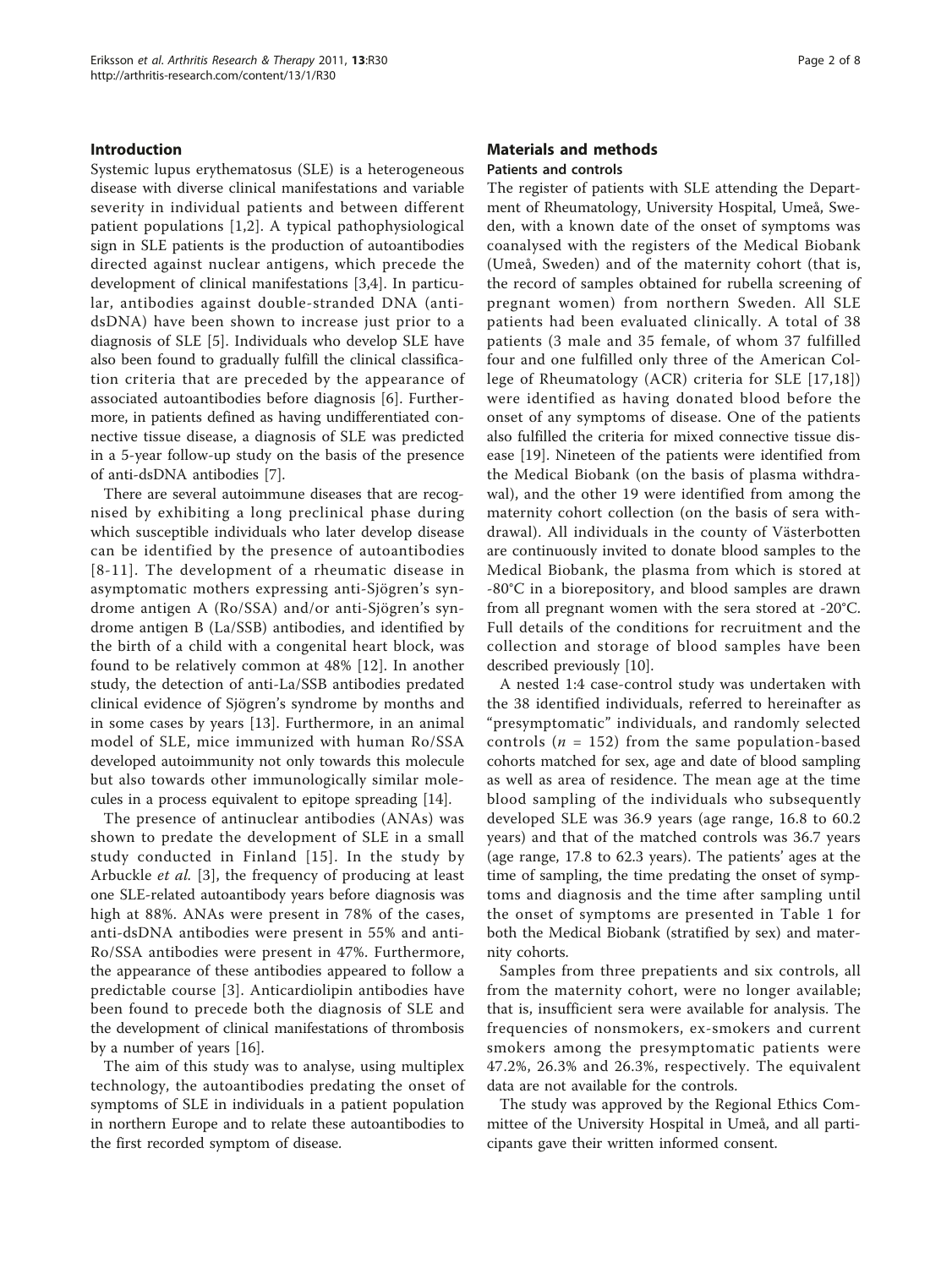## Introduction

Systemic lupus erythematosus (SLE) is a heterogeneous disease with diverse clinical manifestations and variable severity in individual patients and between different patient populations [1,2]. A typical pathophysiological sign in SLE patients is the production of autoantibodies directed against nuclear antigens, which precede the development of clinical manifestations [3,4]. In particular, antibodies against double-stranded DNA (anti-dsDNA) have been shown to increase just prior to a diagnosis of SLE [5]. Individuals who develop SLE have also been found to gradually fulfill the clinical classification criteria that are preceded by the appearance of associated autoantibodies before diagnosis [6]. Furthermore, in patients defined as having undifferentiated connective tissue disease, a diagnosis of SLE was predicted in a 5-year follow-up study on the basis of the presence of anti-dsDNA antibodies [7].

There are several autoimmune diseases that are recognised by exhibiting a long preclinical phase during which susceptible individuals who later develop disease can be identified by the presence of autoantibodies [8-11]. The development of a rheumatic disease in asymptomatic mothers expressing anti-Sjögren's syndrome antigen A (Ro/SSA) and/or anti-Sjögren's syndrome antigen B (La/SSB) antibodies, and identified by the birth of a child with a congenital heart block, was found to be relatively common at 48% [12]. In another study, the detection of anti-La/SSB antibodies predated clinical evidence of Sjögren's syndrome by months and in some cases by years [13]. Furthermore, in an animal model of SLE, mice immunized with human Ro/SSA developed autoimmunity not only towards this molecule but also towards other immunologically similar molecules in a process equivalent to epitope spreading [14].

The presence of antinuclear antibodies (ANAs) was shown to predate the development of SLE in a small study conducted in Finland [15]. In the study by Arbuckle *et al.* [3], the frequency of producing at least one SLE-related autoantibody years before diagnosis was high at 88%. ANAs were present in 78% of the cases, anti-dsDNA antibodies were present in 55% and anti-Ro/SSA antibodies were present in 47%. Furthermore, the appearance of these antibodies appeared to follow a predictable course [3]. Anticardiolipin antibodies have been found to precede both the diagnosis of SLE and the development of clinical manifestations of thrombosis by a number of years [16].

The aim of this study was to analyse, using multiplex technology, the autoantibodies predating the onset of symptoms of SLE in individuals in a patient population in northern Europe and to relate these autoantibodies to the first recorded symptom of disease.

## Materials and methods

### Patients and controls

The register of patients with SLE attending the Department of Rheumatology, University Hospital, Umeå, Sweden, with a known date of the onset of symptoms was coanalysed with the registers of the Medical Biobank (Umeå, Sweden) and of the maternity cohort (that is, the record of samples obtained for rubella screening of pregnant women) from northern Sweden. All SLE patients had been evaluated clinically. A total of 38 patients (3 male and 35 female, of whom 37 fulfilled four and one fulfilled only three of the American College of Rheumatology (ACR) criteria for SLE [17,18]) were identified as having donated blood before the onset of any symptoms of disease. One of the patients also fulfilled the criteria for mixed connective tissue disease [19]. Nineteen of the patients were identified from the Medical Biobank (on the basis of plasma withdrawal), and the other 19 were identified from among the maternity cohort collection (on the basis of sera withdrawal). All individuals in the county of Västerbotten are continuously invited to donate blood samples to the Medical Biobank, the plasma from which is stored at -80°C in a biorepository, and blood samples are drawn from all pregnant women with the sera stored at -20°C. Full details of the conditions for recruitment and the collection and storage of blood samples have been described previously [10].

A nested 1:4 case-control study was undertaken with the 38 identified individuals, referred to hereinafter as "presymptomatic" individuals, and randomly selected controls ($n$ = 152) from the same population-based cohorts matched for sex, age and date of blood sampling as well as area of residence. The mean age at the time blood sampling of the individuals who subsequently developed SLE was 36.9 years (age range, 16.8 to 60.2 years) and that of the matched controls was 36.7 years (age range, 17.8 to 62.3 years). The patients' ages at the time of sampling, the time predating the onset of symptoms and diagnosis and the time after sampling until the onset of symptoms are presented in Table 1 for both the Medical Biobank (stratified by sex) and maternity cohorts.

Samples from three prepatients and six controls, all from the maternity cohort, were no longer available; that is, insufficient sera were available for analysis. The frequencies of nonsmokers, ex-smokers and current smokers among the presymptomatic patients were 47.2%, 26.3% and 26.3%, respectively. The equivalent data are not available for the controls.

The study was approved by the Regional Ethics Committee of the University Hospital in Umeå, and all participants gave their written informed consent.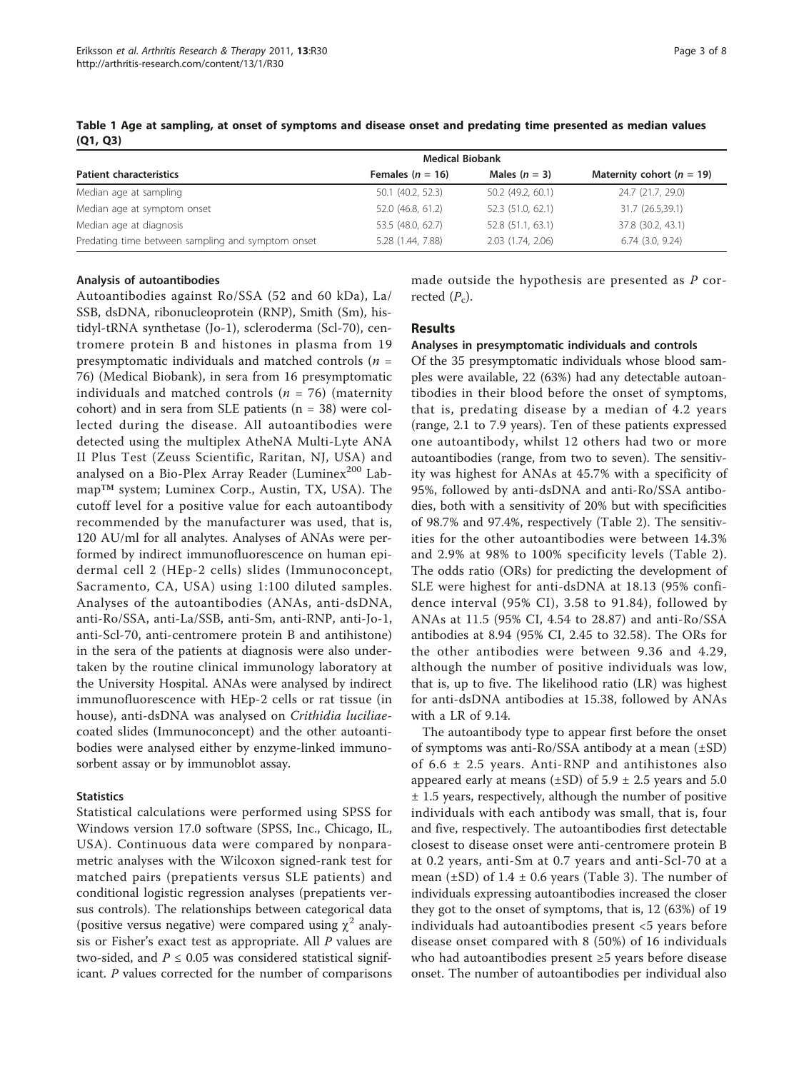**Table 1 Age at sampling, at onset of symptoms and disease onset and predating time presented as median values (Q1, Q3)**

| Patient characteristics | Medical Biobank | | |
|---|---|---|---|
| | Females ($n$ = 16) | Males ($n$ = 3) | Maternity cohort ($n$ = 19) |
| Median age at sampling | 50.1 (40.2, 52.3) | 50.2 (49.2, 60.1) | 24.7 (21.7, 29.0) |
| Median age at symptom onset | 52.0 (46.8, 61.2) | 52.3 (51.0, 62.1) | 31.7 (26.5,39.1) |
| Median age at diagnosis | 53.5 (48.0, 62.7) | 52.8 (51.1, 63.1) | 37.8 (30.2, 43.1) |
| Predating time between sampling and symptom onset | 5.28 (1.44, 7.88) | 2.03 (1.74, 2.06) | 6.74 (3.0, 9.24) |

### Analysis of autoantibodies

Autoantibodies against Ro/SSA (52 and 60 kDa), La/SSB, dsDNA, ribonucleoprotein (RNP), Smith (Sm), histidyl-tRNA synthetase (Jo-1), scleroderma (Scl-70), centromere protein B and histones in plasma from 19 presymptomatic individuals and matched controls ($n$ = 76) (Medical Biobank), in sera from 16 presymptomatic individuals and matched controls ($n$ = 76) (maternity cohort) and in sera from SLE patients (n = 38) were collected during the disease. All autoantibodies were detected using the multiplex AtheNA Multi-Lyte ANA II Plus Test (Zeuss Scientific, Raritan, NJ, USA) and analysed on a Bio-Plex Array Reader (Luminex[200] Labmap™ system; Luminex Corp., Austin, TX, USA). The cutoff level for a positive value for each autoantibody recommended by the manufacturer was used, that is, 120 AU/ml for all analytes. Analyses of ANAs were performed by indirect immunofluorescence on human epidermal cell 2 (HEp-2 cells) slides (Immunoconcept, Sacramento, CA, USA) using 1:100 diluted samples. Analyses of the autoantibodies (ANAs, anti-dsDNA, anti-Ro/SSA, anti-La/SSB, anti-Sm, anti-RNP, anti-Jo-1, anti-Scl-70, anti-centromere protein B and antihistone) in the sera of the patients at diagnosis were also undertaken by the routine clinical immunology laboratory at the University Hospital. ANAs were analysed by indirect immunofluorescence with HEp-2 cells or rat tissue (in house), anti-dsDNA was analysed on *Crithidia luciliae*-coated slides (Immunoconcept) and the other autoantibodies were analysed either by enzyme-linked immunosorbent assay or by immunoblot assay.

### Statistics

Statistical calculations were performed using SPSS for Windows version 17.0 software (SPSS, Inc., Chicago, IL, USA). Continuous data were compared by nonparametric analyses with the Wilcoxon signed-rank test for matched pairs (prepatients versus SLE patients) and conditional logistic regression analyses (prepatients versus controls). The relationships between categorical data (positive versus negative) were compared using $\chi^2$ analysis or Fisher's exact test as appropriate. All $P$ values are two-sided, and $P \leq 0.05$ was considered statistical significant. $P$ values corrected for the number of comparisons made outside the hypothesis are presented as $P$ corrected ($P_c$).

## Results

### Analyses in presymptomatic individuals and controls

Of the 35 presymptomatic individuals whose blood samples were available, 22 (63%) had any detectable autoantibodies in their blood before the onset of symptoms, that is, predating disease by a median of 4.2 years (range, 2.1 to 7.9 years). Ten of these patients expressed one autoantibody, whilst 12 others had two or more autoantibodies (range, from two to seven). The sensitivity was highest for ANAs at 45.7% with a specificity of 95%, followed by anti-dsDNA and anti-Ro/SSA antibodies, both with a sensitivity of 20% but with specificities of 98.7% and 97.4%, respectively (Table 2). The sensitivities for the other autoantibodies were between 14.3% and 2.9% at 98% to 100% specificity levels (Table 2). The odds ratio (ORs) for predicting the development of SLE were highest for anti-dsDNA at 18.13 (95% confidence interval (95% CI), 3.58 to 91.84), followed by ANAs at 11.5 (95% CI, 4.54 to 28.87) and anti-Ro/SSA antibodies at 8.94 (95% CI, 2.45 to 32.58). The ORs for the other antibodies were between 9.36 and 4.29, although the number of positive individuals was low, that is, up to five. The likelihood ratio (LR) was highest for anti-dsDNA antibodies at 15.38, followed by ANAs with a LR of 9.14.

The autoantibody type to appear first before the onset of symptoms was anti-Ro/SSA antibody at a mean (±SD) of 6.6 ± 2.5 years. Anti-RNP and antihistones also appeared early at means (±SD) of 5.9 ± 2.5 years and 5.0 ± 1.5 years, respectively, although the number of positive individuals with each antibody was small, that is, four and five, respectively. The autoantibodies first detectable closest to disease onset were anti-centromere protein B at 0.2 years, anti-Sm at 0.7 years and anti-Scl-70 at a mean (±SD) of 1.4 ± 0.6 years (Table 3). The number of individuals expressing autoantibodies increased the closer they got to the onset of symptoms, that is, 12 (63%) of 19 individuals had autoantibodies present <5 years before disease onset compared with 8 (50%) of 16 individuals who had autoantibodies present ≥5 years before disease onset. The number of autoantibodies per individual also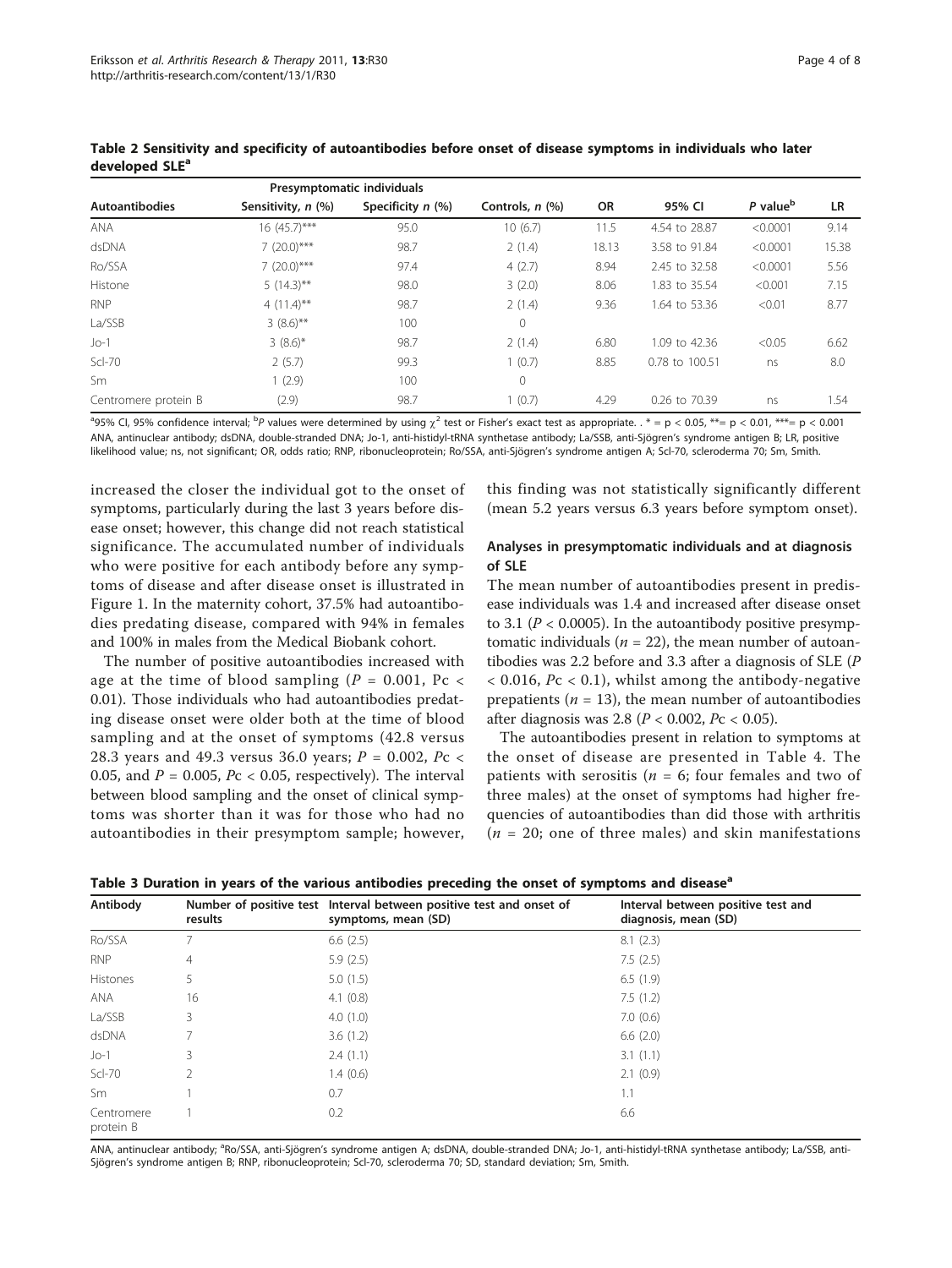**Table 2 Sensitivity and specificity of autoantibodies before onset of disease symptoms in individuals who later developed SLE[a]**

| Autoantibodies | Presymptomatic individuals | | Controls, *n* (%) | OR | 95% CI | *P* value[b] | LR |
|---|---|---|---|---|---|---|---|
| | Sensitivity, *n* (%) | Specificity *n* (%) | | | | | |
| ANA | 16 (45.7)*** | 95.0 | 10 (6.7) | 11.5 | 4.54 to 28.87 | <0.0001 | 9.14 |
| dsDNA | 7 (20.0)*** | 98.7 | 2 (1.4) | 18.13 | 3.58 to 91.84 | <0.0001 | 15.38 |
| Ro/SSA | 7 (20.0)*** | 97.4 | 4 (2.7) | 8.94 | 2.45 to 32.58 | <0.0001 | 5.56 |
| Histone | 5 (14.3)** | 98.0 | 3 (2.0) | 8.06 | 1.83 to 35.54 | <0.001 | 7.15 |
| RNP | 4 (11.4)** | 98.7 | 2 (1.4) | 9.36 | 1.64 to 53.36 | <0.01 | 8.77 |
| La/SSB | 3 (8.6)** | 100 | 0 | | | | |
| Jo-1 | 3 (8.6)* | 98.7 | 2 (1.4) | 6.80 | 1.09 to 42.36 | <0.05 | 6.62 |
| Scl-70 | 2 (5.7) | 99.3 | 1 (0.7) | 8.85 | 0.78 to 100.51 | ns | 8.0 |
| Sm | 1 (2.9) | 100 | 0 | | | | |
| Centromere protein B | (2.9) | 98.7 | 1 (0.7) | 4.29 | 0.26 to 70.39 | ns | 1.54 |

[a]95% CI, 95% confidence interval; [b]*P* values were determined by using $\chi^2$ test or Fisher's exact test as appropriate. . * = p < 0.05, **= p < 0.01, ***= p < 0.001 ANA, antinuclear antibody; dsDNA, double-stranded DNA; Jo-1, anti-histidyl-tRNA synthetase antibody; La/SSB, anti-Sjögren's syndrome antigen B; LR, positive likelihood value; ns, not significant; OR, odds ratio; RNP, ribonucleoprotein; Ro/SSA, anti-Sjögren's syndrome antigen A; Scl-70, scleroderma 70; Sm, Smith.

increased the closer the individual got to the onset of symptoms, particularly during the last 3 years before disease onset; however, this change did not reach statistical significance. The accumulated number of individuals who were positive for each antibody before any symptoms of disease and after disease onset is illustrated in Figure 1. In the maternity cohort, 37.5% had autoantibodies predating disease, compared with 94% in females and 100% in males from the Medical Biobank cohort.

The number of positive autoantibodies increased with age at the time of blood sampling ($P = 0.001$, $Pc < 0.01$). Those individuals who had autoantibodies predating disease onset were older both at the time of blood sampling and at the onset of symptoms (42.8 versus 28.3 years and 49.3 versus 36.0 years; $P = 0.002$, $Pc < 0.05$, and $P = 0.005$, $Pc < 0.05$, respectively). The interval between blood sampling and the onset of clinical symptoms was shorter than it was for those who had no autoantibodies in their presymptom sample; however, this finding was not statistically significantly different (mean 5.2 years versus 6.3 years before symptom onset).

### Analyses in presymptomatic individuals and at diagnosis of SLE

The mean number of autoantibodies present in predisease individuals was 1.4 and increased after disease onset to 3.1 ($P < 0.0005$). In the autoantibody positive presymptomatic individuals ($n = 22$), the mean number of autoantibodies was 2.2 before and 3.3 after a diagnosis of SLE ($P < 0.016$, $Pc < 0.1$), whilst among the antibody-negative prepatients ($n = 13$), the mean number of autoantibodies after diagnosis was 2.8 ($P < 0.002$, $Pc < 0.05$).

The autoantibodies present in relation to symptoms at the onset of disease are presented in Table 4. The patients with serositis ($n = 6$; four females and two of three males) at the onset of symptoms had higher frequencies of autoantibodies than did those with arthritis ($n = 20$; one of three males) and skin manifestations

**Table 3 Duration in years of the various antibodies preceding the onset of symptoms and disease[a]**

| Antibody | Number of positive test results | Interval between positive test and onset of symptoms, mean (SD) | Interval between positive test and diagnosis, mean (SD) |
|---|---|---|---|
| Ro/SSA | 7 | 6.6 (2.5) | 8.1 (2.3) |
| RNP | 4 | 5.9 (2.5) | 7.5 (2.5) |
| Histones | 5 | 5.0 (1.5) | 6.5 (1.9) |
| ANA | 16 | 4.1 (0.8) | 7.5 (1.2) |
| La/SSB | 3 | 4.0 (1.0) | 7.0 (0.6) |
| dsDNA | 7 | 3.6 (1.2) | 6.6 (2.0) |
| Jo-1 | 3 | 2.4 (1.1) | 3.1 (1.1) |
| Scl-70 | 2 | 1.4 (0.6) | 2.1 (0.9) |
| Sm | 1 | 0.7 | 1.1 |
| Centromere protein B | 1 | 0.2 | 6.6 |

ANA, antinuclear antibody; [a]Ro/SSA, anti-Sjögren's syndrome antigen A; dsDNA, double-stranded DNA; Jo-1, anti-histidyl-tRNA synthetase antibody; La/SSB, anti-Sjögren's syndrome antigen B; RNP, ribonucleoprotein; Scl-70, scleroderma 70; SD, standard deviation; Sm, Smith.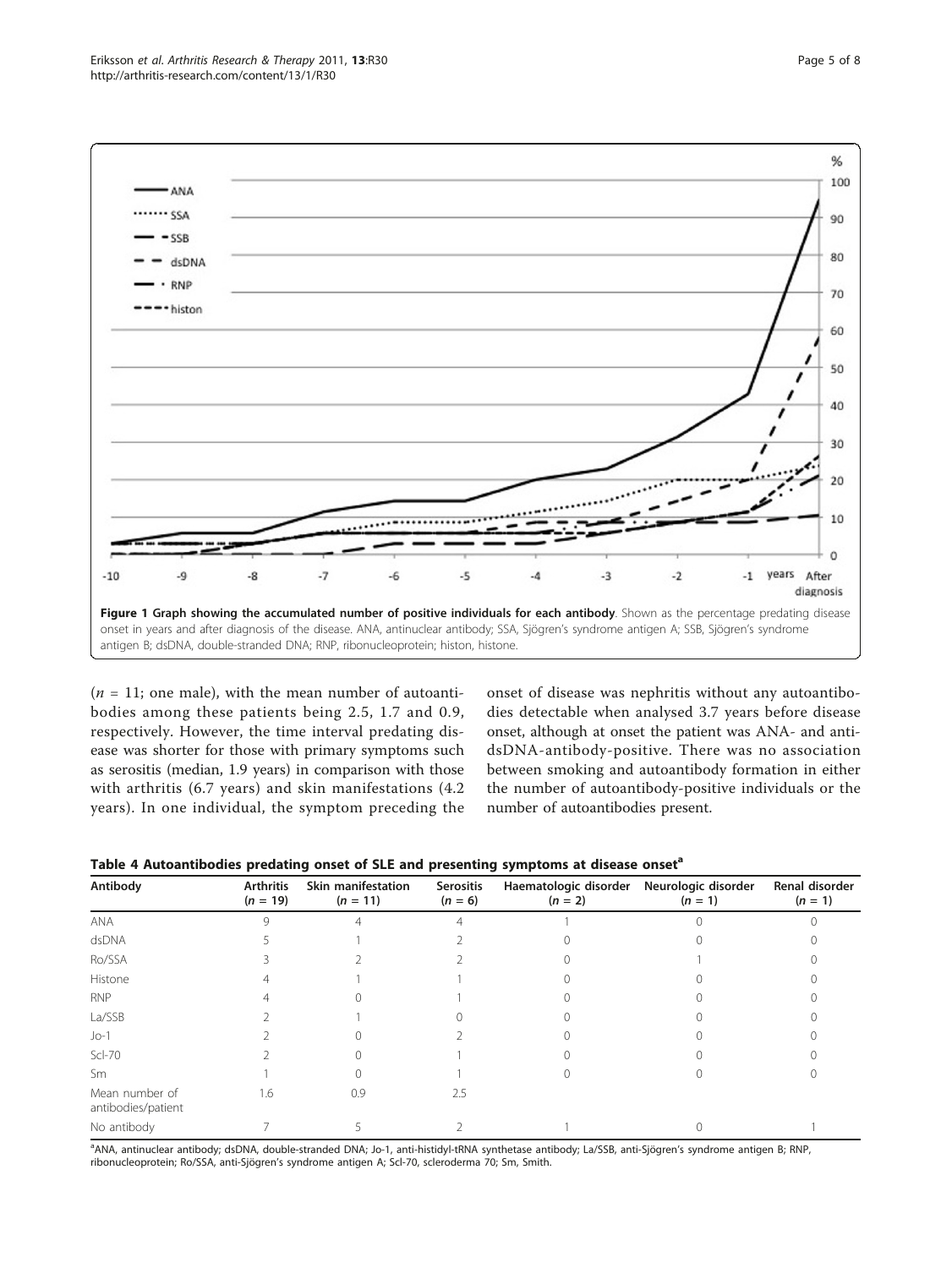Figure 1 Graph showing the accumulated number of positive individuals for each antibody. Shown as the percentage predating disease onset in years and after diagnosis of the disease. ANA, antinuclear antibody; SSA, Sjögren's syndrome antigen A; SSB, Sjögren's syndrome antigen B; dsDNA, double-stranded DNA; RNP, ribonucleoprotein; histon, histone.

($n$ = 11; one male), with the mean number of autoantibodies among these patients being 2.5, 1.7 and 0.9, respectively. However, the time interval predating disease was shorter for those with primary symptoms such as serositis (median, 1.9 years) in comparison with those with arthritis (6.7 years) and skin manifestations (4.2 years). In one individual, the symptom preceding the onset of disease was nephritis without any autoantibodies detectable when analysed 3.7 years before disease onset, although at onset the patient was ANA- and anti-dsDNA-antibody-positive. There was no association between smoking and autoantibody formation in either the number of autoantibody-positive individuals or the number of autoantibodies present.

**Table 4 Autoantibodies predating onset of SLE and presenting symptoms at disease onset[a]**

| Antibody | Arthritis ($n$ = 19) | Skin manifestation ($n$ = 11) | Serositis ($n$ = 6) | Haematologic disorder ($n$ = 2) | Neurologic disorder ($n$ = 1) | Renal disorder ($n$ = 1) |
|---|---|---|---|---|---|---|
| ANA | 9 | 4 | 4 | 1 | 0 | 0 |
| dsDNA | 5 | 1 | 2 | 0 | 0 | 0 |
| Ro/SSA | 3 | 2 | 2 | 0 | 1 | 0 |
| Histone | 4 | 1 | 1 | 0 | 0 | 0 |
| RNP | 4 | 0 | 1 | 0 | 0 | 0 |
| La/SSB | 2 | 1 | 0 | 0 | 0 | 0 |
| Jo-1 | 2 | 0 | 2 | 0 | 0 | 0 |
| Scl-70 | 2 | 0 | 1 | 0 | 0 | 0 |
| Sm | 1 | 0 | 1 | 0 | 0 | 0 |
| Mean number of antibodies/patient | 1.6 | 0.9 | 2.5 | | | |
| No antibody | 7 | 5 | 2 | 1 | 0 | 1 |

[a]ANA, antinuclear antibody; dsDNA, double-stranded DNA; Jo-1, anti-histidyl-tRNA synthetase antibody; La/SSB, anti-Sjögren's syndrome antigen B; RNP, ribonucleoprotein; Ro/SSA, anti-Sjögren's syndrome antigen A; Scl-70, scleroderma 70; Sm, Smith.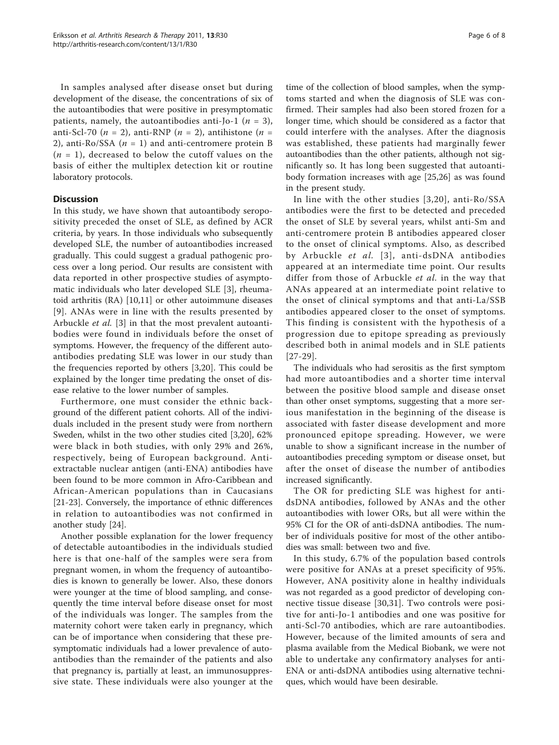In samples analysed after disease onset but during development of the disease, the concentrations of six of the autoantibodies that were positive in presymptomatic patients, namely, the autoantibodies anti-Jo-1 ($n$ = 3), anti-Scl-70 ($n$ = 2), anti-RNP ($n$ = 2), antihistone ($n$ = 2), anti-Ro/SSA ($n$ = 1) and anti-centromere protein B ($n$ = 1), decreased to below the cutoff values on the basis of either the multiplex detection kit or routine laboratory protocols.

## Discussion

In this study, we have shown that autoantibody seropositivity preceded the onset of SLE, as defined by ACR criteria, by years. In those individuals who subsequently developed SLE, the number of autoantibodies increased gradually. This could suggest a gradual pathogenic process over a long period. Our results are consistent with data reported in other prospective studies of asymptomatic individuals who later developed SLE [3], rheumatoid arthritis (RA) [10,11] or other autoimmune diseases [9]. ANAs were in line with the results presented by Arbuckle *et al.* [3] in that the most prevalent autoantibodies were found in individuals before the onset of symptoms. However, the frequency of the different autoantibodies predating SLE was lower in our study than the frequencies reported by others [3,20]. This could be explained by the longer time predating the onset of disease relative to the lower number of samples.

Furthermore, one must consider the ethnic background of the different patient cohorts. All of the individuals included in the present study were from northern Sweden, whilst in the two other studies cited [3,20], 62% were black in both studies, with only 29% and 26%, respectively, being of European background. Anti-extractable nuclear antigen (anti-ENA) antibodies have been found to be more common in Afro-Caribbean and African-American populations than in Caucasians [21-23]. Conversely, the importance of ethnic differences in relation to autoantibodies was not confirmed in another study [24].

Another possible explanation for the lower frequency of detectable autoantibodies in the individuals studied here is that one-half of the samples were sera from pregnant women, in whom the frequency of autoantibodies is known to generally be lower. Also, these donors were younger at the time of blood sampling, and consequently the time interval before disease onset for most of the individuals was longer. The samples from the maternity cohort were taken early in pregnancy, which can be of importance when considering that these presymptomatic individuals had a lower prevalence of autoantibodies than the remainder of the patients and also that pregnancy is, partially at least, an immunosuppressive state. These individuals were also younger at the time of the collection of blood samples, when the symptoms started and when the diagnosis of SLE was confirmed. Their samples had also been stored frozen for a longer time, which should be considered as a factor that could interfere with the analyses. After the diagnosis was established, these patients had marginally fewer autoantibodies than the other patients, although not significantly so. It has long been suggested that autoantibody formation increases with age [25,26] as was found in the present study.

In line with the other studies [3,20], anti-Ro/SSA antibodies were the first to be detected and preceded the onset of SLE by several years, whilst anti-Sm and anti-centromere protein B antibodies appeared closer to the onset of clinical symptoms. Also, as described by Arbuckle *et al.* [3], anti-dsDNA antibodies appeared at an intermediate time point. Our results differ from those of Arbuckle *et al.* in the way that ANAs appeared at an intermediate point relative to the onset of clinical symptoms and that anti-La/SSB antibodies appeared closer to the onset of symptoms. This finding is consistent with the hypothesis of a progression due to epitope spreading as previously described both in animal models and in SLE patients [27-29].

The individuals who had serositis as the first symptom had more autoantibodies and a shorter time interval between the positive blood sample and disease onset than other onset symptoms, suggesting that a more serious manifestation in the beginning of the disease is associated with faster disease development and more pronounced epitope spreading. However, we were unable to show a significant increase in the number of autoantibodies preceding symptom or disease onset, but after the onset of disease the number of antibodies increased significantly.

The OR for predicting SLE was highest for anti-dsDNA antibodies, followed by ANAs and the other autoantibodies with lower ORs, but all were within the 95% CI for the OR of anti-dsDNA antibodies. The number of individuals positive for most of the other antibodies was small: between two and five.

In this study, 6.7% of the population based controls were positive for ANAs at a preset specificity of 95%. However, ANA positivity alone in healthy individuals was not regarded as a good predictor of developing connective tissue disease [30,31]. Two controls were positive for anti-Jo-1 antibodies and one was positive for anti-Scl-70 antibodies, which are rare autoantibodies. However, because of the limited amounts of sera and plasma available from the Medical Biobank, we were not able to undertake any confirmatory analyses for anti-ENA or anti-dsDNA antibodies using alternative techniques, which would have been desirable.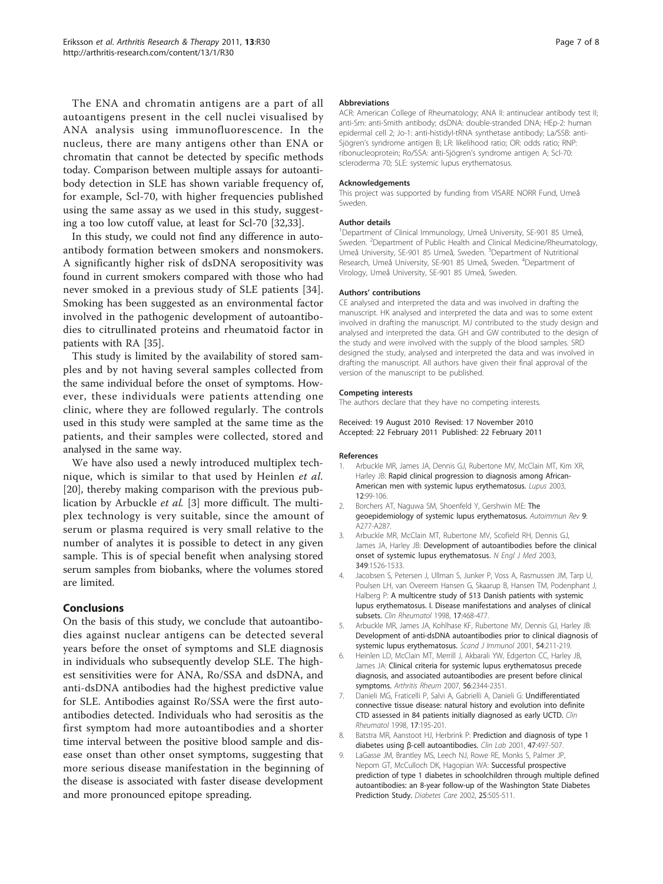The ENA and chromatin antigens are a part of all autoantigens present in the cell nuclei visualised by ANA analysis using immunofluorescence. In the nucleus, there are many antigens other than ENA or chromatin that cannot be detected by specific methods today. Comparison between multiple assays for autoantibody detection in SLE has shown variable frequency of, for example, Scl-70, with higher frequencies published using the same assay as we used in this study, suggesting a too low cutoff value, at least for Scl-70 [32,33].

In this study, we could not find any difference in autoantibody formation between smokers and nonsmokers. A significantly higher risk of dsDNA seropositivity was found in current smokers compared with those who had never smoked in a previous study of SLE patients [34]. Smoking has been suggested as an environmental factor involved in the pathogenic development of autoantibodies to citrullinated proteins and rheumatoid factor in patients with RA [35].

This study is limited by the availability of stored samples and by not having several samples collected from the same individual before the onset of symptoms. However, these individuals were patients attending one clinic, where they are followed regularly. The controls used in this study were sampled at the same time as the patients, and their samples were collected, stored and analysed in the same way.

We have also used a newly introduced multiplex technique, which is similar to that used by Heinlen *et al.* [20], thereby making comparison with the previous publication by Arbuckle *et al.* [3] more difficult. The multiplex technology is very suitable, since the amount of serum or plasma required is very small relative to the number of analytes it is possible to detect in any given sample. This is of special benefit when analysing stored serum samples from biobanks, where the volumes stored are limited.

## Conclusions

On the basis of this study, we conclude that autoantibodies against nuclear antigens can be detected several years before the onset of symptoms and SLE diagnosis in individuals who subsequently develop SLE. The highest sensitivities were for ANA, Ro/SSA and dsDNA, and anti-dsDNA antibodies had the highest predictive value for SLE. Antibodies against Ro/SSA were the first autoantibodies detected. Individuals who had serositis as the first symptom had more autoantibodies and a shorter time interval between the positive blood sample and disease onset than other onset symptoms, suggesting that more serious disease manifestation in the beginning of the disease is associated with faster disease development and more pronounced epitope spreading.

#### Abbreviations

ACR: American College of Rheumatology; ANA II: antinuclear antibody test II; anti-Sm: anti-Smith antibody; dsDNA: double-stranded DNA; HEp-2: human epidermal cell 2; Jo-1: anti-histidyl-tRNA synthetase antibody; La/SSB: anti-Sjögren's syndrome antigen B; LR: likelihood ratio; OR: odds ratio; RNP: ribonucleoprotein; Ro/SSA: anti-Sjögren's syndrome antigen A; Scl-70: scleroderma 70; SLE: systemic lupus erythematosus.

#### Acknowledgements

This project was supported by funding from VISARE NORR Fund, Umeå Sweden.

#### Author details

[1]Department of Clinical Immunology, Umeå University, SE-901 85 Umeå, Sweden. [2]Department of Public Health and Clinical Medicine/Rheumatology, Umeå University, SE-901 85 Umeå, Sweden. [3]Department of Nutritional Research, Umeå University, SE-901 85 Umeå, Sweden. [4]Department of Virology, Umeå University, SE-901 85 Umeå, Sweden.

#### Authors' contributions

CE analysed and interpreted the data and was involved in drafting the manuscript. HK analysed and interpreted the data and was to some extent involved in drafting the manuscript. MJ contributed to the study design and analysed and interpreted the data. GH and GW contributed to the design of the study and were involved with the supply of the blood samples. SRD designed the study, analysed and interpreted the data and was involved in drafting the manuscript. All authors have given their final approval of the version of the manuscript to be published.

#### Competing interests

The authors declare that they have no competing interests.

Received: 19 August 2010 Revised: 17 November 2010
Accepted: 22 February 2011 Published: 22 February 2011

#### References

1. Arbuckle MR, James JA, Dennis GJ, Rubertone MV, McClain MT, Kim XR, Harley JB: **Rapid clinical progression to diagnosis among African-American men with systemic lupus erythematosus.** *Lupus* 2003, **12**:99-106.
2. Borchers AT, Naguwa SM, Shoenfeld Y, Gershwin ME: **The geoepidemiology of systemic lupus erythematosus.** *Autoimmun Rev* **9**: A277-A287.
3. Arbuckle MR, McClain MT, Rubertone MV, Scofield RH, Dennis GJ, James JA, Harley JB: **Development of autoantibodies before the clinical onset of systemic lupus erythematosus.** *N Engl J Med* 2003, **349**:1526-1533.
4. Jacobsen S, Petersen J, Ullman S, Junker P, Voss A, Rasmussen JM, Tarp U, Poulsen LH, van Overeem Hansen G, Skaarup B, Hansen TM, Podenphant J, Halberg P: **A multicentre study of 513 Danish patients with systemic lupus erythematosus. I. Disease manifestations and analyses of clinical subsets.** *Clin Rheumatol* 1998, **17**:468-477.
5. Arbuckle MR, James JA, Kohlhase KF, Rubertone MV, Dennis GJ, Harley JB: **Development of anti-dsDNA autoantibodies prior to clinical diagnosis of systemic lupus erythematosus.** *Scand J Immunol* 2001, **54**:211-219.
6. Heinlen LD, McClain MT, Merrill J, Akbarali YW, Edgerton CC, Harley JB, James JA: **Clinical criteria for systemic lupus erythematosus precede diagnosis, and associated autoantibodies are present before clinical symptoms.** *Arthritis Rheum* 2007, **56**:2344-2351.
7. Danieli MG, Fraticelli P, Salvi A, Gabrielli A, Danieli G: **Undifferentiated connective tissue disease: natural history and evolution into definite CTD assessed in 84 patients initially diagnosed as early UCTD.** *Clin Rheumatol* 1998, **17**:195-201.
8. Batstra MR, Aanstoot HJ, Herbrink P: **Prediction and diagnosis of type 1 diabetes using β-cell autoantibodies.** *Clin Lab* 2001, **47**:497-507.
9. LaGasse JM, Brantley MS, Leech NJ, Rowe RE, Monks S, Palmer JP, Nepom GT, McCulloch DK, Hagopian WA: **Successful prospective prediction of type 1 diabetes in schoolchildren through multiple defined autoantibodies: an 8-year follow-up of the Washington State Diabetes Prediction Study.** *Diabetes Care* 2002, **25**:505-511.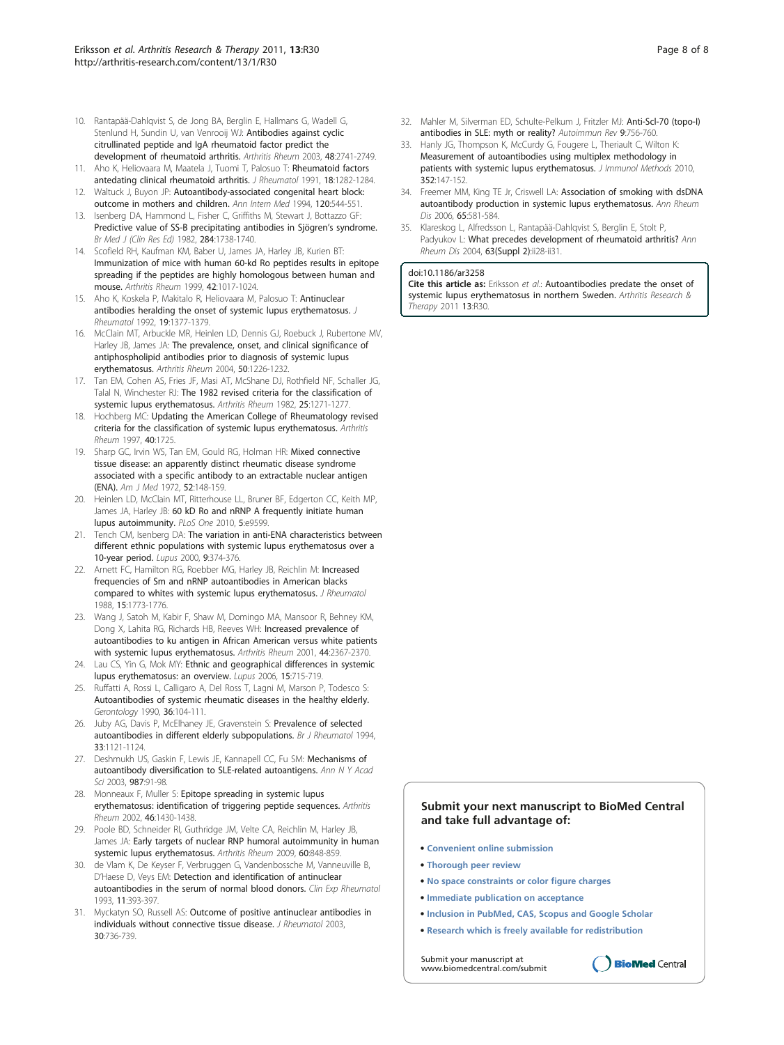10. Rantapää-Dahlqvist S, de Jong BA, Berglin E, Hallmans G, Wadell G, Stenlund H, Sundin U, van Venrooij WJ: Antibodies against cyclic citrullinated peptide and IgA rheumatoid factor predict the development of rheumatoid arthritis. *Arthritis Rheum* 2003, **48**:2741-2749.
11. Aho K, Heliovaara M, Maatela J, Tuomi T, Palosuo T: Rheumatoid factors antedating clinical rheumatoid arthritis. *J Rheumatol* 1991, **18**:1282-1284.
12. Waltuck J, Buyon JP: Autoantibody-associated congenital heart block: outcome in mothers and children. *Ann Intern Med* 1994, **120**:544-551.
13. Isenberg DA, Hammond L, Fisher C, Griffiths M, Stewart J, Bottazzo GF: Predictive value of SS-B precipitating antibodies in Sjögren's syndrome. *Br Med J (Clin Res Ed)* 1982, **284**:1738-1740.
14. Scofield RH, Kaufman KM, Baber U, James JA, Harley JB, Kurien BT: Immunization of mice with human 60-kd Ro peptides results in epitope spreading if the peptides are highly homologous between human and mouse. *Arthritis Rheum* 1999, **42**:1017-1024.
15. Aho K, Koskela P, Makitalo R, Heliovaara M, Palosuo T: Antinuclear antibodies heralding the onset of systemic lupus erythematosus. *J Rheumatol* 1992, **19**:1377-1379.
16. McClain MT, Arbuckle MR, Heinlen LD, Dennis GJ, Roebuck J, Rubertone MV, Harley JB, James JA: The prevalence, onset, and clinical significance of antiphospholipid antibodies prior to diagnosis of systemic lupus erythematosus. *Arthritis Rheum* 2004, **50**:1226-1232.
17. Tan EM, Cohen AS, Fries JF, Masi AT, McShane DJ, Rothfield NF, Schaller JG, Talal N, Winchester RJ: The 1982 revised criteria for the classification of systemic lupus erythematosus. *Arthritis Rheum* 1982, **25**:1271-1277.
18. Hochberg MC: Updating the American College of Rheumatology revised criteria for the classification of systemic lupus erythematosus. *Arthritis Rheum* 1997, **40**:1725.
19. Sharp GC, Irvin WS, Tan EM, Gould RG, Holman HR: Mixed connective tissue disease: an apparently distinct rheumatic disease syndrome associated with a specific antibody to an extractable nuclear antigen (ENA). *Am J Med* 1972, **52**:148-159.
20. Heinlen LD, McClain MT, Ritterhouse LL, Bruner BF, Edgerton CC, Keith MP, James JA, Harley JB: 60 kD Ro and nRNP A frequently initiate human lupus autoimmunity. *PLoS One* 2010, **5**:e9599.
21. Tench CM, Isenberg DA: The variation in anti-ENA characteristics between different ethnic populations with systemic lupus erythematosus over a 10-year period. *Lupus* 2000, **9**:374-376.
22. Arnett FC, Hamilton RG, Roebber MG, Harley JB, Reichlin M: Increased frequencies of Sm and nRNP autoantibodies in American blacks compared to whites with systemic lupus erythematosus. *J Rheumatol* 1988, **15**:1773-1776.
23. Wang J, Satoh M, Kabir F, Shaw M, Domingo MA, Mansoor R, Behney KM, Dong X, Lahita RG, Richards HB, Reeves WH: Increased prevalence of autoantibodies to ku antigen in African American versus white patients with systemic lupus erythematosus. *Arthritis Rheum* 2001, **44**:2367-2370.
24. Lau CS, Yin G, Mok MY: Ethnic and geographical differences in systemic lupus erythematosus: an overview. *Lupus* 2006, **15**:715-719.
25. Ruffatti A, Rossi L, Calligaro A, Del Ross T, Lagni M, Marson P, Todesco S: Autoantibodies of systemic rheumatic diseases in the healthy elderly. *Gerontology* 1990, **36**:104-111.
26. Juby AG, Davis P, McElhaney JE, Gravenstein S: Prevalence of selected autoantibodies in different elderly subpopulations. *Br J Rheumatol* 1994, **33**:1121-1124.
27. Deshmukh US, Gaskin F, Lewis JE, Kannapell CC, Fu SM: Mechanisms of autoantibody diversification to SLE-related autoantigens. *Ann N Y Acad Sci* 2003, **987**:91-98.
28. Monneaux F, Muller S: Epitope spreading in systemic lupus erythematosus: identification of triggering peptide sequences. *Arthritis Rheum* 2002, **46**:1430-1438.
29. Poole BD, Schneider RI, Guthridge JM, Velte CA, Reichlin M, Harley JB, James JA: Early targets of nuclear RNP humoral autoimmunity in human systemic lupus erythematosus. *Arthritis Rheum* 2009, **60**:848-859.
30. de Vlam K, De Keyser F, Verbruggen G, Vandenbossche M, Vanneuville B, D'Haese D, Veys EM: Detection and identification of antinuclear autoantibodies in the serum of normal blood donors. *Clin Exp Rheumatol* 1993, **11**:393-397.
31. Myckatyn SO, Russell AS: Outcome of positive antinuclear antibodies in individuals without connective tissue disease. *J Rheumatol* 2003, **30**:736-739.
32. Mahler M, Silverman ED, Schulte-Pelkum J, Fritzler MJ: Anti-Scl-70 (topo-I) antibodies in SLE: myth or reality? *Autoimmun Rev* **9**:756-760.
33. Hanly JG, Thompson K, McCurdy G, Fougere L, Theriault C, Wilton K: Measurement of autoantibodies using multiplex methodology in patients with systemic lupus erythematosus. *J Immunol Methods* 2010, **352**:147-152.
34. Freemer MM, King TE Jr, Criswell LA: Association of smoking with dsDNA autoantibody production in systemic lupus erythematosus. *Ann Rheum Dis* 2006, **65**:581-584.
35. Klareskog L, Alfredsson L, Rantapää-Dahlqvist S, Berglin E, Stolt P, Padyukov L: What precedes development of rheumatoid arthritis? *Ann Rheum Dis* 2004, **63(Suppl 2)**:ii28-ii31.

doi:10.1186/ar3258

**Cite this article as:** Eriksson *et al.*: Autoantibodies predate the onset of systemic lupus erythematosus in northern Sweden. *Arthritis Research & Therapy* 2011 **13**:R30.

**Submit your next manuscript to BioMed Central and take full advantage of:**

- Convenient online submission
- Thorough peer review
- No space constraints or color figure charges
- Immediate publication on acceptance
- Inclusion in PubMed, CAS, Scopus and Google Scholar
- Research which is freely available for redistribution

Submit your manuscript at www.biomedcentral.com/submit

BioMed Central